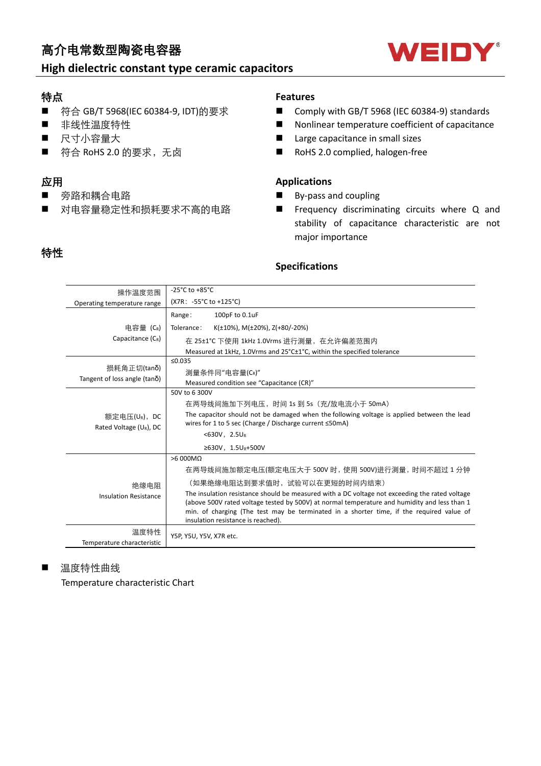# 高介电常数型陶瓷电容器

# High dielectric constant type ceramic capacitors

WEIDY®

## 特点

- 符合 GB/T 5968(IEC 60384-9, IDT)的要求
- 非线性温度特性
- 尺寸小容量大
- 符合 RoHS 2.0 的要求，无卤

## Features

- Comply with GB/T 5968 (IEC 60384-9) standards
- Nonlinear temperature coefficient of capacitance
- Large capacitance in small sizes
- RoHS 2.0 complied, halogen-free

## 应用

- 旁路和耦合电路
- 对电容量稳定性和损耗要求不高的电路

## Applications

- By-pass and coupling
- Frequency discriminating circuits where Q and stability of capacitance characteristic are not major importance

## 特性

## Specifications

| | |
|---|---|
| 操作温度范围<br>Operating temperature range | -25°C to +85°C<br>(X7R：-55°C to +125°C) |
| 电容量（$C_R$）<br>Capacitance ($C_R$) | Range： 100pF to 0.1uF<br>Tolerance： K(±10%), M(±20%), Z(+80/-20%)<br>在 25±1°C 下使用 1kHz 1.0Vrms 进行测量，在允许偏差范围内<br>Measured at 1kHz, 1.0Vrms and 25°C±1°C, within the specified tolerance |
| 损耗角正切(tanδ)<br>Tangent of loss angle (tanδ) | ≤0.035<br>测量条件同"电容量($C_R$)"<br>Measured condition see "Capacitance (CR)" |
| 额定电压($U_R$)，DC<br>Rated Voltage ($U_R$), DC | 50V to 6 300V<br>在两导线间施加下列电压，时间 1s 到 5s（充/放电流小于 50mA）<br>The capacitor should not be damaged when the following voltage is applied between the lead wires for 1 to 5 sec (Charge / Discharge current ≤50mA)<br><630V，2.5$U_R$<br>≥630V，1.5$U_R$+500V |
| 绝缘电阻<br>Insulation Resistance | >6 000MΩ<br>在两导线间施加额定电压(额定电压大于 500V 时，使用 500V)进行测量，时间不超过 1 分钟<br>（如果绝缘电阻达到要求值时，试验可以在更短的时间内结束）<br>The insulation resistance should be measured with a DC voltage not exceeding the rated voltage (above 500V rated voltage tested by 500V) at normal temperature and humidity and less than 1 min. of charging (The test may be terminated in a shorter time, if the required value of insulation resistance is reached). |
| 温度特性<br>Temperature characteristic | Y5P, Y5U, Y5V, X7R etc. |

- 温度特性曲线
  Temperature characteristic Chart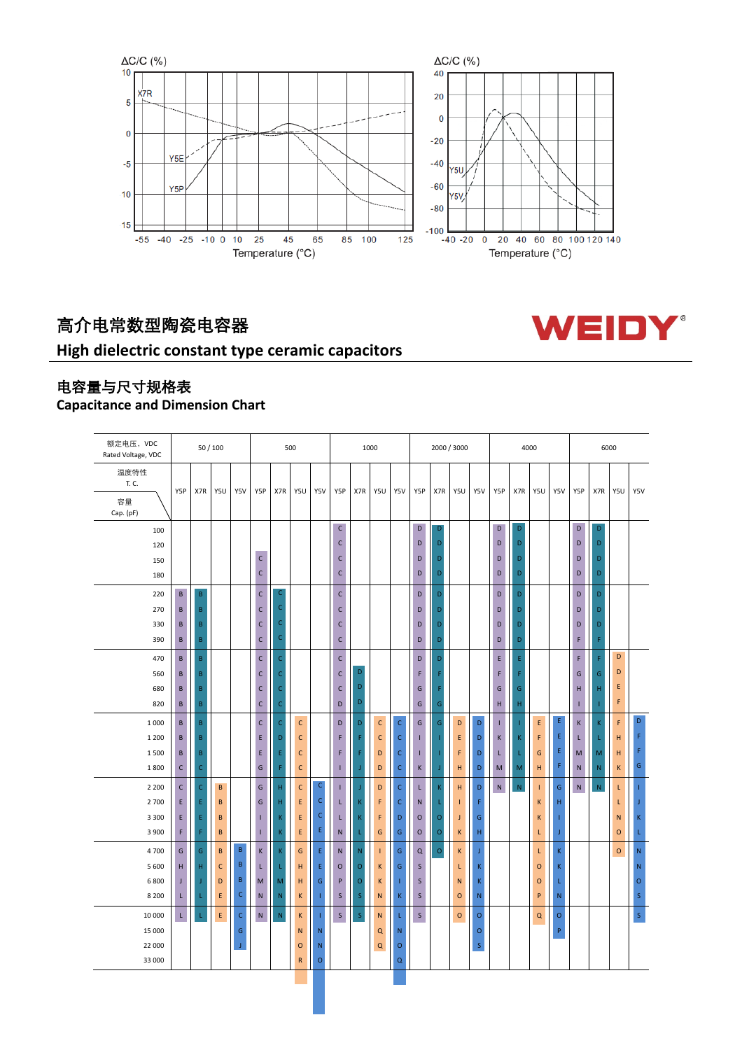ΔC/C (%)

X7R, Y5E, Y5P

Temperature (°C)

ΔC/C (%)

Y5U, Y5V

Temperature (°C)

# 高介电常数型陶瓷电容器

# High dielectric constant type ceramic capacitors

**WEIDY**®

## 电容量与尺寸规格表

## Capacitance and Dimension Chart

| 额定电压，VDC Rated Voltage, VDC | 50 / 100 | | | | 500 | | | | 1000 | | | | 2000 / 3000 | | | | 4000 | | | | 6000 | | | |
|---|---|---|---|---|---|---|---|---|---|---|---|---|---|---|---|---|---|---|---|---|---|---|---|---|
| 温度特性 T. C. / 容量 Cap. (pF) | Y5P | X7R | Y5U | Y5V | Y5P | X7R | Y5U | Y5V | Y5P | X7R | Y5U | Y5V | Y5P | X7R | Y5U | Y5V | Y5P | X7R | Y5U | Y5V | Y5P | X7R | Y5U | Y5V |
| 100 | | | | | | | | | C | | | | D | D | | | D | D | | | D | D | | |
| 120 | | | | | | | | | C | | | | D | D | | | D | D | | | D | D | | |
| 150 | | | | | C | | | | C | | | | D | D | | | D | D | | | D | D | | |
| 180 | | | | | C | | | | C | | | | D | D | | | D | D | | | D | D | | |
| 220 | B | B | | | C | C | | | C | | | | D | D | | | D | D | | | D | D | | |
| 270 | B | B | | | C | C | | | C | | | | D | D | | | D | D | | | D | D | | |
| 330 | B | B | | | C | C | | | C | | | | D | D | | | D | D | | | D | D | | |
| 390 | B | B | | | C | C | | | C | | | | D | D | | | D | D | | | F | F | | |
| 470 | B | B | | | C | C | | | C | | | | D | D | | | E | E | | | F | F | D | |
| 560 | B | B | | | C | C | | | C | D | | | F | F | | | F | F | | | G | G | D | |
| 680 | B | B | | | C | C | | | C | D | | | G | F | | | G | G | | | H | H | E | |
| 820 | B | B | | | C | C | | | D | D | | | G | G | | | H | H | | | I | I | F | |
| 1 000 | B | B | | | C | C | C | | D | D | C | C | G | G | D | D | I | I | E | E | K | K | F | D |
| 1 200 | B | B | | | E | D | C | | F | F | C | C | I | I | E | D | K | K | F | E | L | L | H | F |
| 1 500 | B | B | | | E | E | C | | F | F | D | C | I | I | F | D | L | L | G | E | M | M | H | F |
| 1 800 | C | C | | | G | F | C | | I | J | D | C | K | J | H | D | M | M | H | F | N | N | K | G |
| 2 200 | C | C | B | | G | H | C | C | I | J | D | C | L | K | H | D | N | N | I | G | N | N | L | I |
| 2 700 | E | E | B | | G | H | E | C | L | K | F | C | N | L | I | F | | | K | H | | | L | J |
| 3 300 | E | E | B | | I | K | E | C | L | K | F | D | O | O | J | G | | | K | I | | | N | K |
| 3 900 | F | F | B | | I | K | E | E | N | L | G | G | O | O | K | H | | | L | J | | | O | L |
| 4 700 | G | G | B | B | K | K | G | E | N | N | I | G | Q | O | K | J | | | L | K | | | O | N |
| 5 600 | H | H | C | B | L | L | H | E | O | O | K | G | S | | L | K | | | O | K | | | | N |
| 6 800 | J | J | D | B | M | M | H | G | P | O | K | I | S | | N | K | | | O | L | | | | O |
| 8 200 | L | L | E | C | N | N | K | I | S | S | N | K | S | | O | N | | | P | N | | | | S |
| 10 000 | L | L | E | C | N | N | K | I | S | S | N | L | S | | O | O | | | Q | O | | | | S |
| 15 000 | | | | G | | | N | N | | | Q | N | | | | O | | | | P | | | | |
| 22 000 | | | | J | | | O | N | | | Q | O | | | | S | | | | | | | | |
| 33 000 | | | | | | | R | O | | | | Q | | | | | | | | | | | | |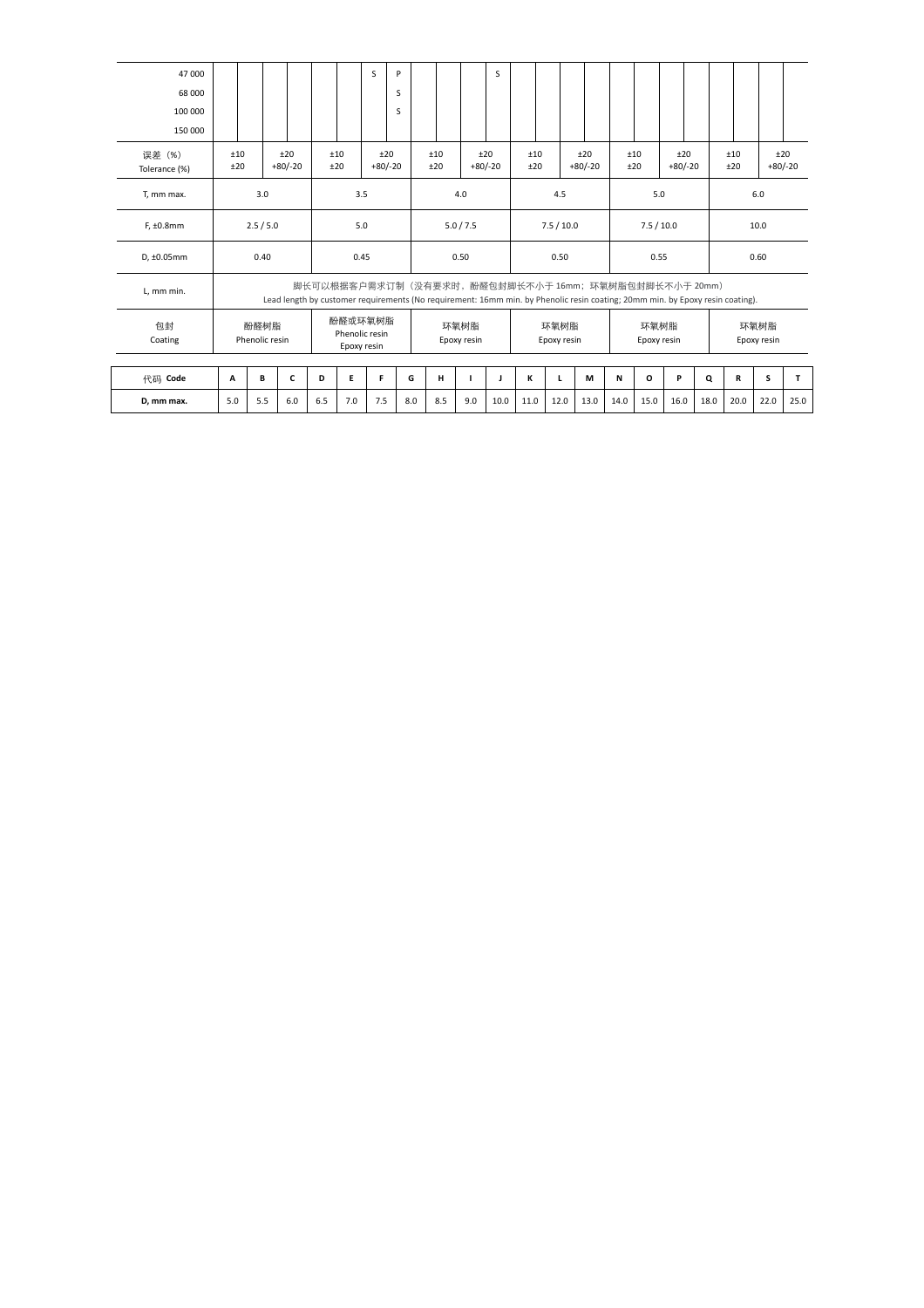| | | | | | | | | | | | | | | | | | | | | | | | | |
|---|---|---|---|---|---|---|---|---|---|---|---|---|---|---|---|---|---|---|---|---|---|---|---|---|
| 47 000 | | | | | | | S | P | | | | S | | | | | | | | | | | | |
| 68 000 | | | | | | | | S | | | | | | | | | | | | | | | | |
| 100 000 | | | | | | | | S | | | | | | | | | | | | | | | | |
| 150 000 | | | | | | | | | | | | | | | | | | | | | | | | |
| 误差（%）<br>Tolerance (%) | ±10<br>±20 | | ±20<br>+80/-20 | | ±10<br>±20 | | ±20<br>+80/-20 | | ±10<br>±20 | | ±20<br>+80/-20 | | ±10<br>±20 | | ±20<br>+80/-20 | | ±10<br>±20 | | ±20<br>+80/-20 | | ±10<br>±20 | | ±20<br>+80/-20 | |
| T, mm max. | 3.0 | | | | 3.5 | | | | 4.0 | | | | 4.5 | | | | 5.0 | | | | 6.0 | | | |
| F, ±0.8mm | 2.5 / 5.0 | | | | 5.0 | | | | 5.0 / 7.5 | | | | 7.5 / 10.0 | | | | 7.5 / 10.0 | | | | 10.0 | | | |
| D, ±0.05mm | 0.40 | | | | 0.45 | | | | 0.50 | | | | 0.50 | | | | 0.55 | | | | 0.60 | | | |
| L, mm min. | 脚长可以根据客户需求订制（没有要求时，酚醛包封脚长不小于 16mm；环氧树脂包封脚长不小于 20mm）<br>Lead length by customer requirements (No requirement: 16mm min. by Phenolic resin coating; 20mm min. by Epoxy resin coating). | | | | | | | | | | | | | | | | | | | | | | | |
| 包封<br>Coating | 酚醛树脂<br>Phenolic resin | | | | 酚醛或环氧树脂<br>Phenolic resin<br>Epoxy resin | | | | 环氧树脂<br>Epoxy resin | | | | 环氧树脂<br>Epoxy resin | | | | 环氧树脂<br>Epoxy resin | | | | 环氧树脂<br>Epoxy resin | | | |

| 代码 **Code** | **A** | **B** | **C** | **D** | **E** | **F** | **G** | **H** | **I** | **J** | **K** | **L** | **M** | **N** | **O** | **P** | **Q** | **R** | **S** | **T** |
|---|---|---|---|---|---|---|---|---|---|---|---|---|---|---|---|---|---|---|---|---|
| **D, mm max.** | 5.0 | 5.5 | 6.0 | 6.5 | 7.0 | 7.5 | 8.0 | 8.5 | 9.0 | 10.0 | 11.0 | 12.0 | 13.0 | 14.0 | 15.0 | 16.0 | 18.0 | 20.0 | 22.0 | 25.0 |